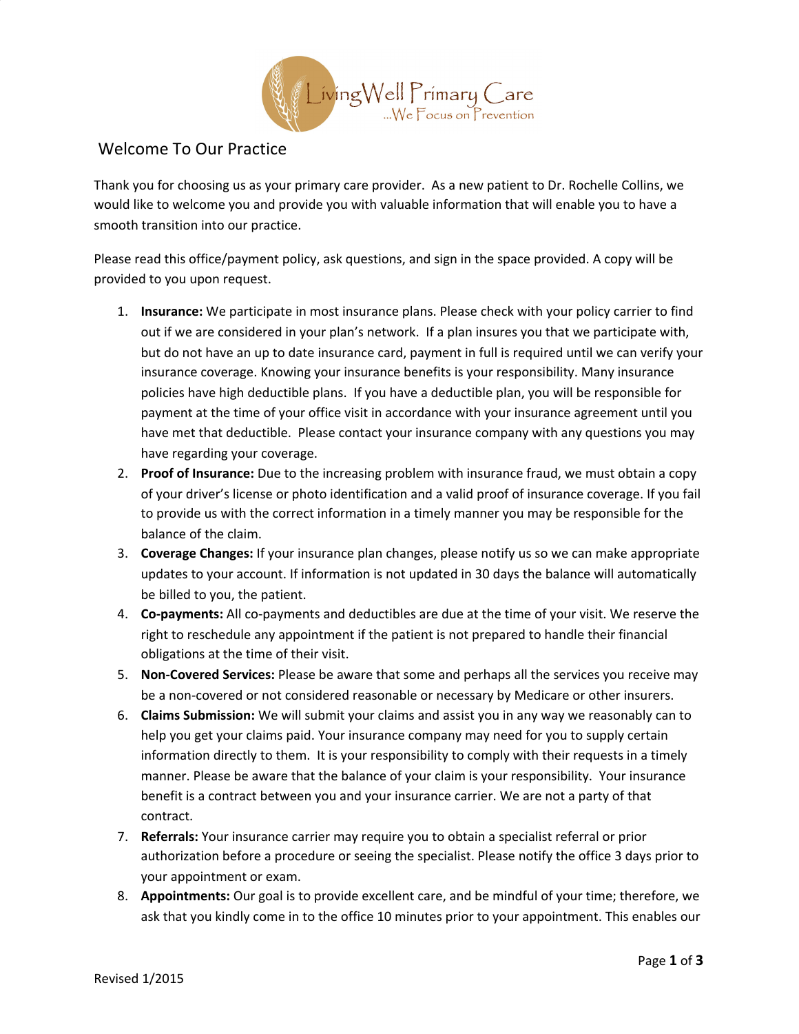LivingWell Primary Care
...We Focus on Prevention

## Welcome To Our Practice

Thank you for choosing us as your primary care provider. As a new patient to Dr. Rochelle Collins, we would like to welcome you and provide you with valuable information that will enable you to have a smooth transition into our practice.

Please read this office/payment policy, ask questions, and sign in the space provided. A copy will be provided to you upon request.

1. **Insurance:** We participate in most insurance plans. Please check with your policy carrier to find out if we are considered in your plan's network. If a plan insures you that we participate with, but do not have an up to date insurance card, payment in full is required until we can verify your insurance coverage. Knowing your insurance benefits is your responsibility. Many insurance policies have high deductible plans. If you have a deductible plan, you will be responsible for payment at the time of your office visit in accordance with your insurance agreement until you have met that deductible. Please contact your insurance company with any questions you may have regarding your coverage.
2. **Proof of Insurance:** Due to the increasing problem with insurance fraud, we must obtain a copy of your driver's license or photo identification and a valid proof of insurance coverage. If you fail to provide us with the correct information in a timely manner you may be responsible for the balance of the claim.
3. **Coverage Changes:** If your insurance plan changes, please notify us so we can make appropriate updates to your account. If information is not updated in 30 days the balance will automatically be billed to you, the patient.
4. **Co-payments:** All co-payments and deductibles are due at the time of your visit. We reserve the right to reschedule any appointment if the patient is not prepared to handle their financial obligations at the time of their visit.
5. **Non-Covered Services:** Please be aware that some and perhaps all the services you receive may be a non-covered or not considered reasonable or necessary by Medicare or other insurers.
6. **Claims Submission:** We will submit your claims and assist you in any way we reasonably can to help you get your claims paid. Your insurance company may need for you to supply certain information directly to them. It is your responsibility to comply with their requests in a timely manner. Please be aware that the balance of your claim is your responsibility. Your insurance benefit is a contract between you and your insurance carrier. We are not a party of that contract.
7. **Referrals:** Your insurance carrier may require you to obtain a specialist referral or prior authorization before a procedure or seeing the specialist. Please notify the office 3 days prior to your appointment or exam.
8. **Appointments:** Our goal is to provide excellent care, and be mindful of your time; therefore, we ask that you kindly come in to the office 10 minutes prior to your appointment. This enables our

Revised 1/2015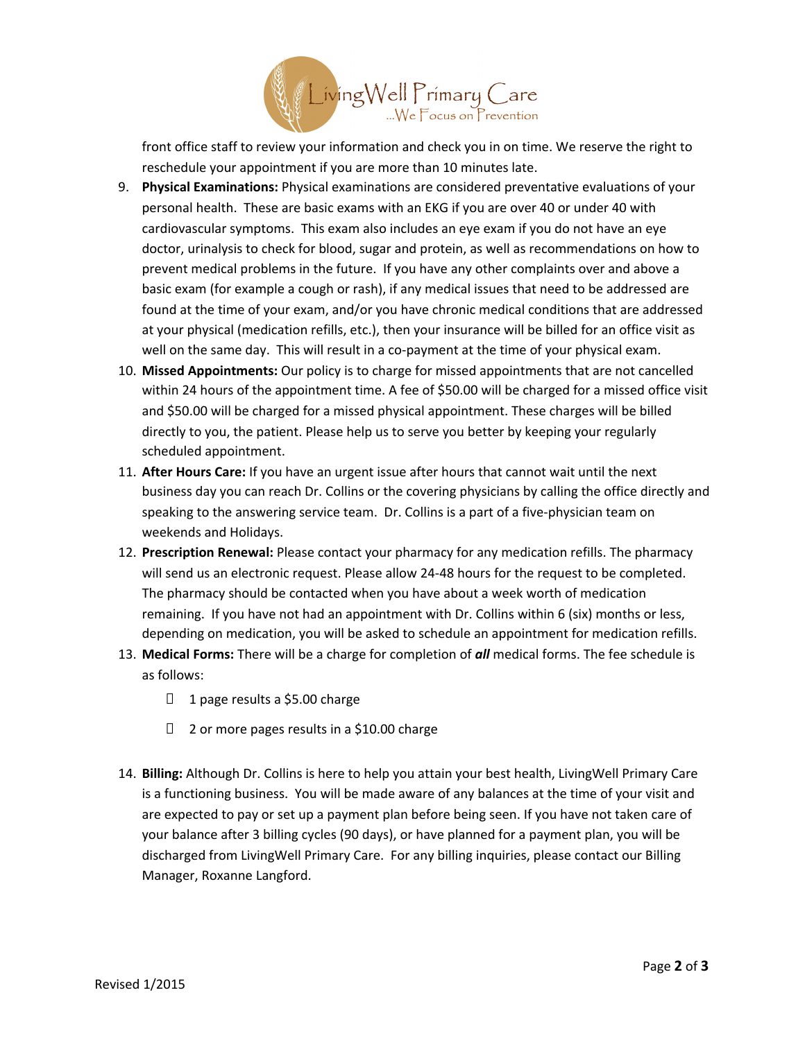front office staff to review your information and check you in on time. We reserve the right to reschedule your appointment if you are more than 10 minutes late.

9. **Physical Examinations:** Physical examinations are considered preventative evaluations of your personal health. These are basic exams with an EKG if you are over 40 or under 40 with cardiovascular symptoms. This exam also includes an eye exam if you do not have an eye doctor, urinalysis to check for blood, sugar and protein, as well as recommendations on how to prevent medical problems in the future. If you have any other complaints over and above a basic exam (for example a cough or rash), if any medical issues that need to be addressed are found at the time of your exam, and/or you have chronic medical conditions that are addressed at your physical (medication refills, etc.), then your insurance will be billed for an office visit as well on the same day. This will result in a co-payment at the time of your physical exam.
10. **Missed Appointments:** Our policy is to charge for missed appointments that are not cancelled within 24 hours of the appointment time. A fee of $50.00 will be charged for a missed office visit and $50.00 will be charged for a missed physical appointment. These charges will be billed directly to you, the patient. Please help us to serve you better by keeping your regularly scheduled appointment.
11. **After Hours Care:** If you have an urgent issue after hours that cannot wait until the next business day you can reach Dr. Collins or the covering physicians by calling the office directly and speaking to the answering service team. Dr. Collins is a part of a five-physician team on weekends and Holidays.
12. **Prescription Renewal:** Please contact your pharmacy for any medication refills. The pharmacy will send us an electronic request. Please allow 24-48 hours for the request to be completed. The pharmacy should be contacted when you have about a week worth of medication remaining. If you have not had an appointment with Dr. Collins within 6 (six) months or less, depending on medication, you will be asked to schedule an appointment for medication refills.
13. **Medical Forms:** There will be a charge for completion of ***all*** medical forms. The fee schedule is as follows:
    - 1 page results a $5.00 charge
    - 2 or more pages results in a $10.00 charge
14. **Billing:** Although Dr. Collins is here to help you attain your best health, LivingWell Primary Care is a functioning business. You will be made aware of any balances at the time of your visit and are expected to pay or set up a payment plan before being seen. If you have not taken care of your balance after 3 billing cycles (90 days), or have planned for a payment plan, you will be discharged from LivingWell Primary Care. For any billing inquiries, please contact our Billing Manager, Roxanne Langford.

Revised 1/2015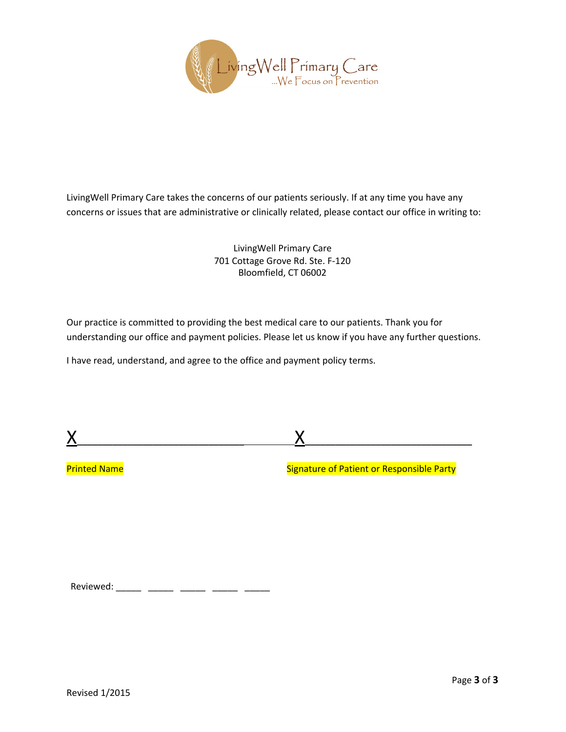LivingWell Primary Care
...We Focus on Prevention

LivingWell Primary Care takes the concerns of our patients seriously. If at any time you have any concerns or issues that are administrative or clinically related, please contact our office in writing to:

LivingWell Primary Care
701 Cottage Grove Rd. Ste. F-120
Bloomfield, CT 06002

Our practice is committed to providing the best medical care to our patients. Thank you for understanding our office and payment policies. Please let us know if you have any further questions.

I have read, understand, and agree to the office and payment policy terms.

X________________________ X________________________

Printed Name Signature of Patient or Responsible Party

Reviewed: _____ _____ _____ _____ _____

Revised 1/2015